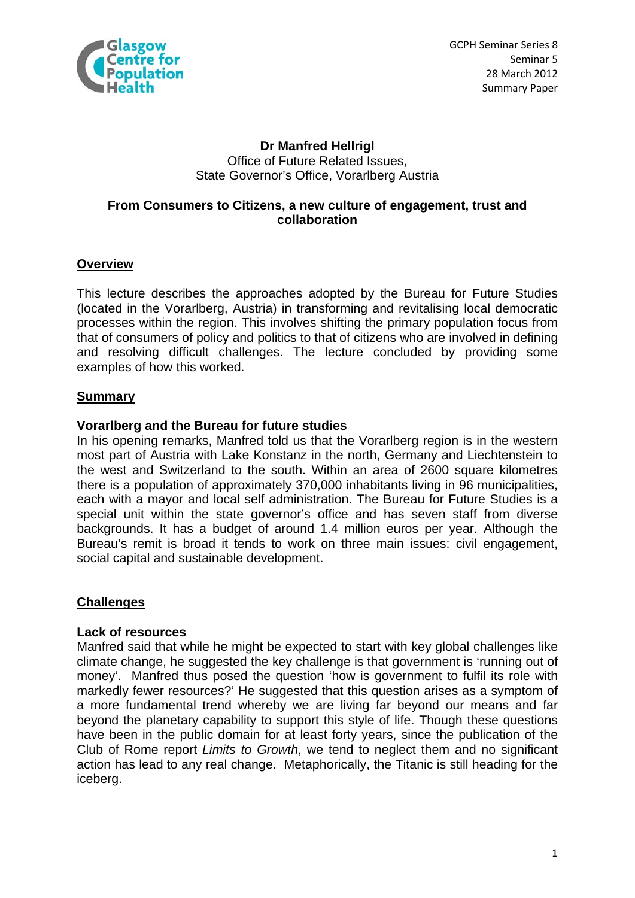GCPH Seminar Series 8
Seminar 5
28 March 2012
Summary Paper

**Dr Manfred Hellrigl**
Office of Future Related Issues,
State Governor's Office, Vorarlberg Austria

**From Consumers to Citizens, a new culture of engagement, trust and collaboration**

## Overview

This lecture describes the approaches adopted by the Bureau for Future Studies (located in the Vorarlberg, Austria) in transforming and revitalising local democratic processes within the region. This involves shifting the primary population focus from that of consumers of policy and politics to that of citizens who are involved in defining and resolving difficult challenges. The lecture concluded by providing some examples of how this worked.

## Summary

### Vorarlberg and the Bureau for future studies

In his opening remarks, Manfred told us that the Vorarlberg region is in the western most part of Austria with Lake Konstanz in the north, Germany and Liechtenstein to the west and Switzerland to the south. Within an area of 2600 square kilometres there is a population of approximately 370,000 inhabitants living in 96 municipalities, each with a mayor and local self administration. The Bureau for Future Studies is a special unit within the state governor's office and has seven staff from diverse backgrounds. It has a budget of around 1.4 million euros per year. Although the Bureau's remit is broad it tends to work on three main issues: civil engagement, social capital and sustainable development.

## Challenges

### Lack of resources

Manfred said that while he might be expected to start with key global challenges like climate change, he suggested the key challenge is that government is 'running out of money'. Manfred thus posed the question 'how is government to fulfil its role with markedly fewer resources?' He suggested that this question arises as a symptom of a more fundamental trend whereby we are living far beyond our means and far beyond the planetary capability to support this style of life. Though these questions have been in the public domain for at least forty years, since the publication of the Club of Rome report *Limits to Growth*, we tend to neglect them and no significant action has lead to any real change. Metaphorically, the Titanic is still heading for the iceberg.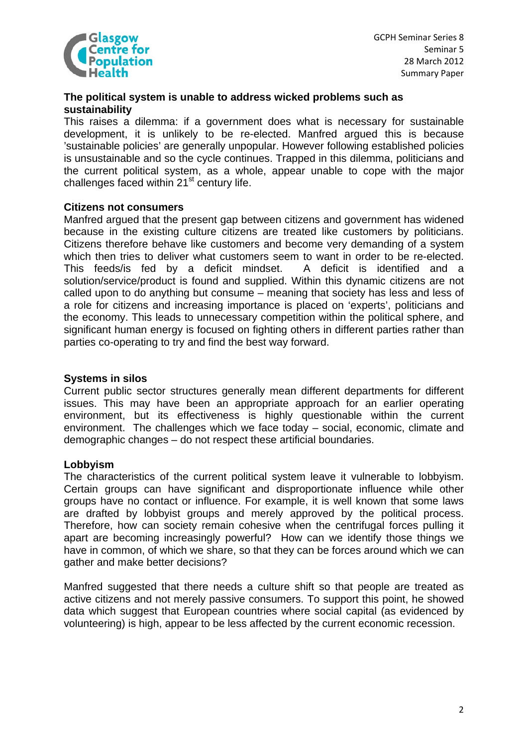### The political system is unable to address wicked problems such as sustainability

This raises a dilemma: if a government does what is necessary for sustainable development, it is unlikely to be re-elected. Manfred argued this is because 'sustainable policies' are generally unpopular. However following established policies is unsustainable and so the cycle continues. Trapped in this dilemma, politicians and the current political system, as a whole, appear unable to cope with the major challenges faced within 21st century life.

### Citizens not consumers

Manfred argued that the present gap between citizens and government has widened because in the existing culture citizens are treated like customers by politicians. Citizens therefore behave like customers and become very demanding of a system which then tries to deliver what customers seem to want in order to be re-elected. This feeds/is fed by a deficit mindset. A deficit is identified and a solution/service/product is found and supplied. Within this dynamic citizens are not called upon to do anything but consume – meaning that society has less and less of a role for citizens and increasing importance is placed on 'experts', politicians and the economy. This leads to unnecessary competition within the political sphere, and significant human energy is focused on fighting others in different parties rather than parties co-operating to try and find the best way forward.

### Systems in silos

Current public sector structures generally mean different departments for different issues. This may have been an appropriate approach for an earlier operating environment, but its effectiveness is highly questionable within the current environment. The challenges which we face today – social, economic, climate and demographic changes – do not respect these artificial boundaries.

### Lobbyism

The characteristics of the current political system leave it vulnerable to lobbyism. Certain groups can have significant and disproportionate influence while other groups have no contact or influence. For example, it is well known that some laws are drafted by lobbyist groups and merely approved by the political process. Therefore, how can society remain cohesive when the centrifugal forces pulling it apart are becoming increasingly powerful? How can we identify those things we have in common, of which we share, so that they can be forces around which we can gather and make better decisions?

Manfred suggested that there needs a culture shift so that people are treated as active citizens and not merely passive consumers. To support this point, he showed data which suggest that European countries where social capital (as evidenced by volunteering) is high, appear to be less affected by the current economic recession.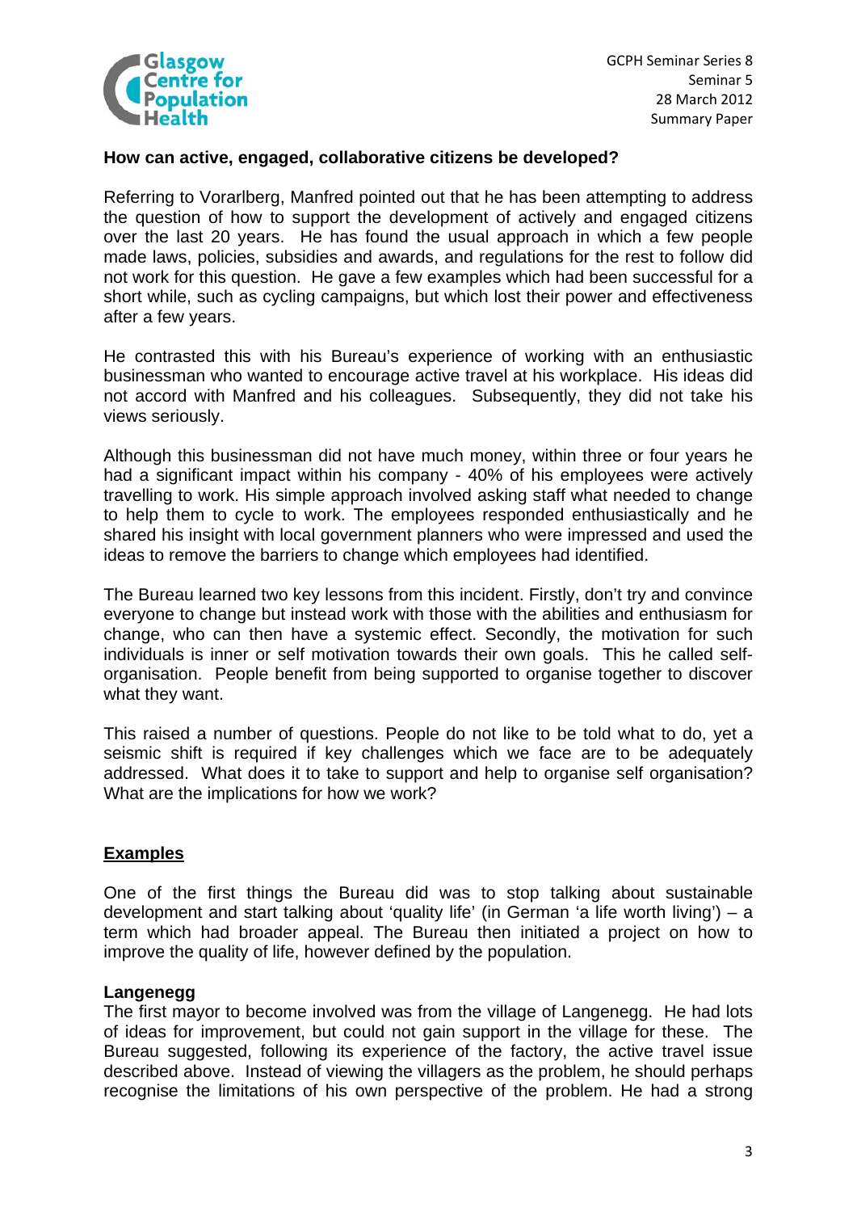**How can active, engaged, collaborative citizens be developed?**

Referring to Vorarlberg, Manfred pointed out that he has been attempting to address the question of how to support the development of actively and engaged citizens over the last 20 years. He has found the usual approach in which a few people made laws, policies, subsidies and awards, and regulations for the rest to follow did not work for this question. He gave a few examples which had been successful for a short while, such as cycling campaigns, but which lost their power and effectiveness after a few years.

He contrasted this with his Bureau's experience of working with an enthusiastic businessman who wanted to encourage active travel at his workplace. His ideas did not accord with Manfred and his colleagues. Subsequently, they did not take his views seriously.

Although this businessman did not have much money, within three or four years he had a significant impact within his company - 40% of his employees were actively travelling to work. His simple approach involved asking staff what needed to change to help them to cycle to work. The employees responded enthusiastically and he shared his insight with local government planners who were impressed and used the ideas to remove the barriers to change which employees had identified.

The Bureau learned two key lessons from this incident. Firstly, don't try and convince everyone to change but instead work with those with the abilities and enthusiasm for change, who can then have a systemic effect. Secondly, the motivation for such individuals is inner or self motivation towards their own goals. This he called self-organisation. People benefit from being supported to organise together to discover what they want.

This raised a number of questions. People do not like to be told what to do, yet a seismic shift is required if key challenges which we face are to be adequately addressed. What does it to take to support and help to organise self organisation? What are the implications for how we work?

## Examples

One of the first things the Bureau did was to stop talking about sustainable development and start talking about 'quality life' (in German 'a life worth living') – a term which had broader appeal. The Bureau then initiated a project on how to improve the quality of life, however defined by the population.

**Langenegg**

The first mayor to become involved was from the village of Langenegg. He had lots of ideas for improvement, but could not gain support in the village for these. The Bureau suggested, following its experience of the factory, the active travel issue described above. Instead of viewing the villagers as the problem, he should perhaps recognise the limitations of his own perspective of the problem. He had a strong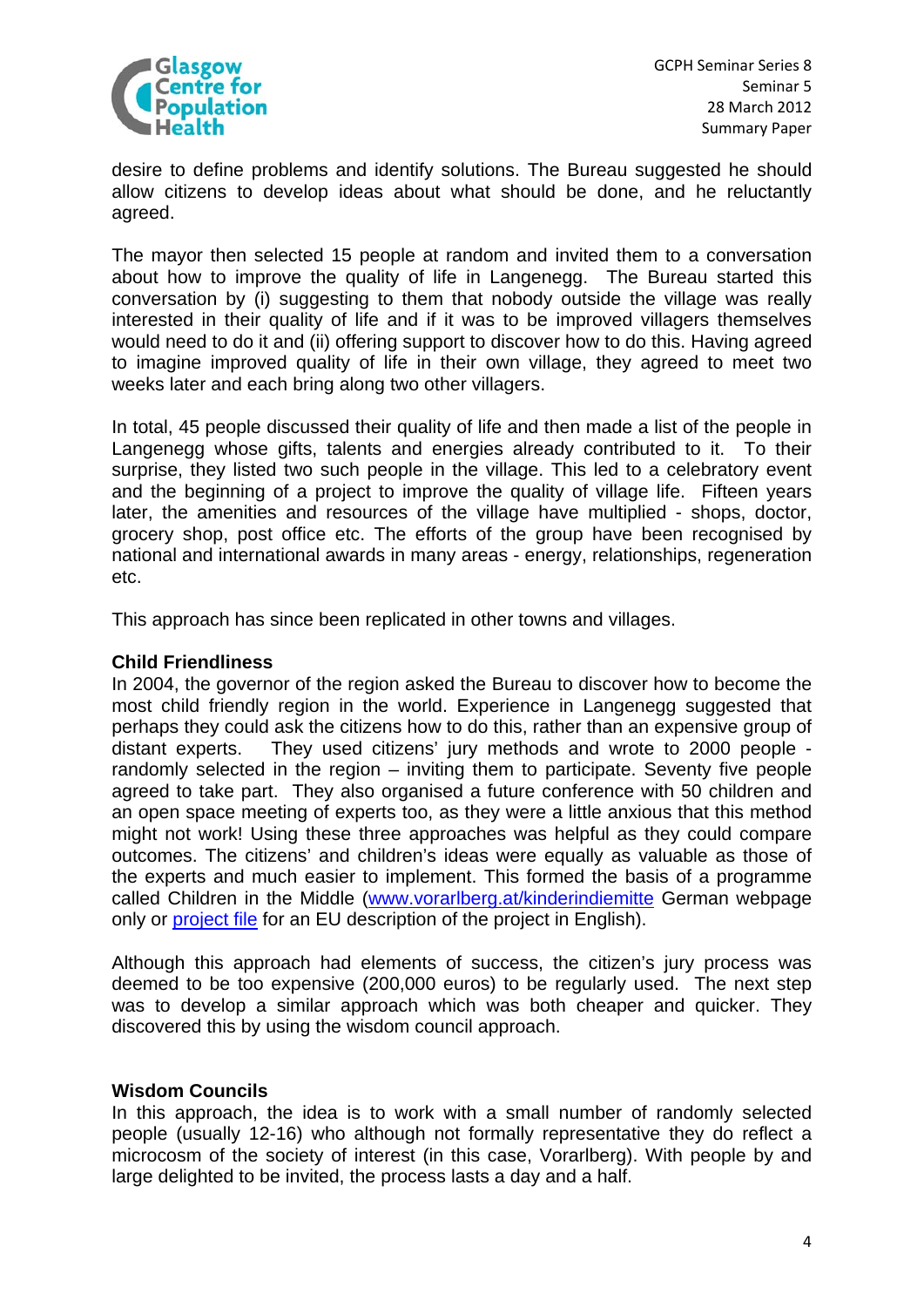desire to define problems and identify solutions. The Bureau suggested he should allow citizens to develop ideas about what should be done, and he reluctantly agreed.

The mayor then selected 15 people at random and invited them to a conversation about how to improve the quality of life in Langenegg. The Bureau started this conversation by (i) suggesting to them that nobody outside the village was really interested in their quality of life and if it was to be improved villagers themselves would need to do it and (ii) offering support to discover how to do this. Having agreed to imagine improved quality of life in their own village, they agreed to meet two weeks later and each bring along two other villagers.

In total, 45 people discussed their quality of life and then made a list of the people in Langenegg whose gifts, talents and energies already contributed to it. To their surprise, they listed two such people in the village. This led to a celebratory event and the beginning of a project to improve the quality of village life. Fifteen years later, the amenities and resources of the village have multiplied - shops, doctor, grocery shop, post office etc. The efforts of the group have been recognised by national and international awards in many areas - energy, relationships, regeneration etc.

This approach has since been replicated in other towns and villages.

**Child Friendliness**

In 2004, the governor of the region asked the Bureau to discover how to become the most child friendly region in the world. Experience in Langenegg suggested that perhaps they could ask the citizens how to do this, rather than an expensive group of distant experts. They used citizens' jury methods and wrote to 2000 people - randomly selected in the region – inviting them to participate. Seventy five people agreed to take part. They also organised a future conference with 50 children and an open space meeting of experts too, as they were a little anxious that this method might not work! Using these three approaches was helpful as they could compare outcomes. The citizens' and children's ideas were equally as valuable as those of the experts and much easier to implement. This formed the basis of a programme called Children in the Middle (www.vorarlberg.at/kinderindiemitte German webpage only or project file for an EU description of the project in English).

Although this approach had elements of success, the citizen's jury process was deemed to be too expensive (200,000 euros) to be regularly used. The next step was to develop a similar approach which was both cheaper and quicker. They discovered this by using the wisdom council approach.

**Wisdom Councils**

In this approach, the idea is to work with a small number of randomly selected people (usually 12-16) who although not formally representative they do reflect a microcosm of the society of interest (in this case, Vorarlberg). With people by and large delighted to be invited, the process lasts a day and a half.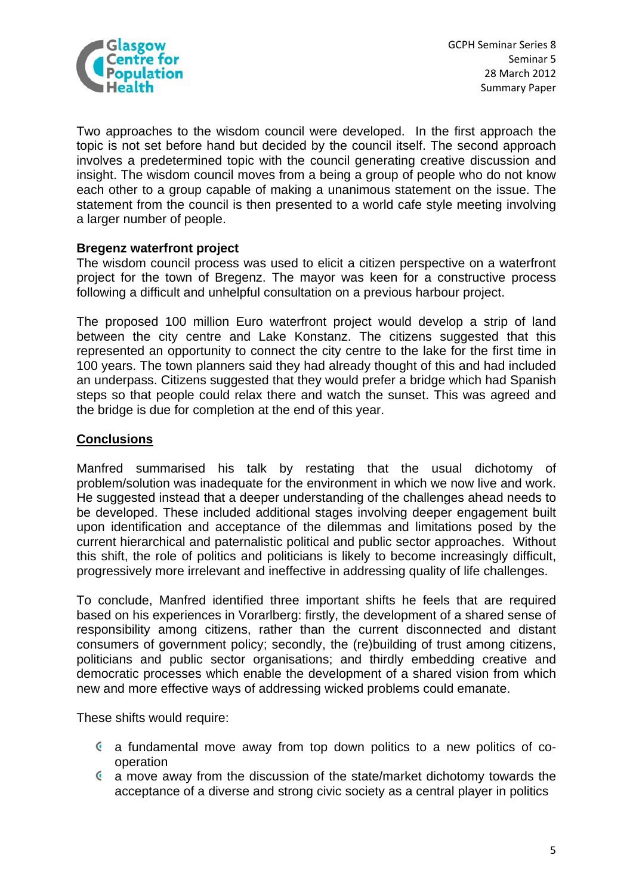Two approaches to the wisdom council were developed. In the first approach the topic is not set before hand but decided by the council itself. The second approach involves a predetermined topic with the council generating creative discussion and insight. The wisdom council moves from a being a group of people who do not know each other to a group capable of making a unanimous statement on the issue. The statement from the council is then presented to a world cafe style meeting involving a larger number of people.

**Bregenz waterfront project**

The wisdom council process was used to elicit a citizen perspective on a waterfront project for the town of Bregenz. The mayor was keen for a constructive process following a difficult and unhelpful consultation on a previous harbour project.

The proposed 100 million Euro waterfront project would develop a strip of land between the city centre and Lake Konstanz. The citizens suggested that this represented an opportunity to connect the city centre to the lake for the first time in 100 years. The town planners said they had already thought of this and had included an underpass. Citizens suggested that they would prefer a bridge which had Spanish steps so that people could relax there and watch the sunset. This was agreed and the bridge is due for completion at the end of this year.

## Conclusions

Manfred summarised his talk by restating that the usual dichotomy of problem/solution was inadequate for the environment in which we now live and work. He suggested instead that a deeper understanding of the challenges ahead needs to be developed. These included additional stages involving deeper engagement built upon identification and acceptance of the dilemmas and limitations posed by the current hierarchical and paternalistic political and public sector approaches. Without this shift, the role of politics and politicians is likely to become increasingly difficult, progressively more irrelevant and ineffective in addressing quality of life challenges.

To conclude, Manfred identified three important shifts he feels that are required based on his experiences in Vorarlberg: firstly, the development of a shared sense of responsibility among citizens, rather than the current disconnected and distant consumers of government policy; secondly, the (re)building of trust among citizens, politicians and public sector organisations; and thirdly embedding creative and democratic processes which enable the development of a shared vision from which new and more effective ways of addressing wicked problems could emanate.

These shifts would require:

- a fundamental move away from top down politics to a new politics of co-operation
- a move away from the discussion of the state/market dichotomy towards the acceptance of a diverse and strong civic society as a central player in politics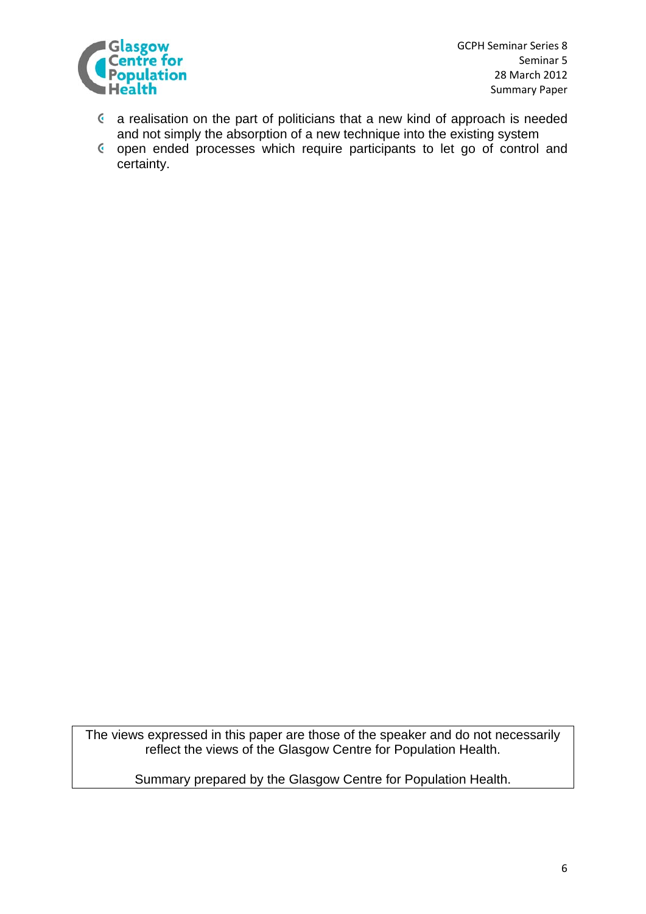- a realisation on the part of politicians that a new kind of approach is needed and not simply the absorption of a new technique into the existing system
- open ended processes which require participants to let go of control and certainty.

The views expressed in this paper are those of the speaker and do not necessarily reflect the views of the Glasgow Centre for Population Health.

Summary prepared by the Glasgow Centre for Population Health.